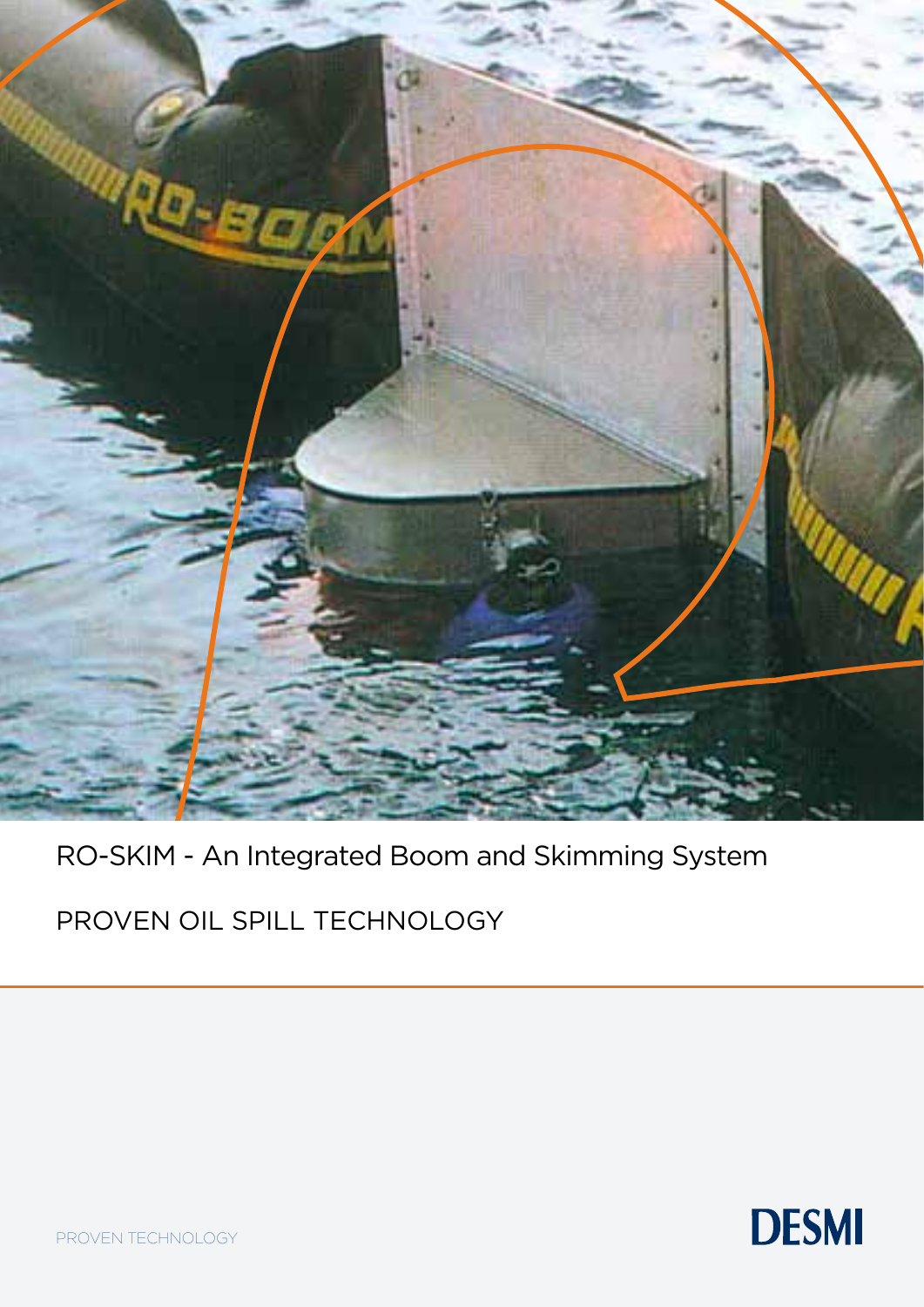# RO-SKIM - An Integrated Boom and Skimming System

## PROVEN OIL SPILL TECHNOLOGY

PROVEN TECHNOLOGY

DESMI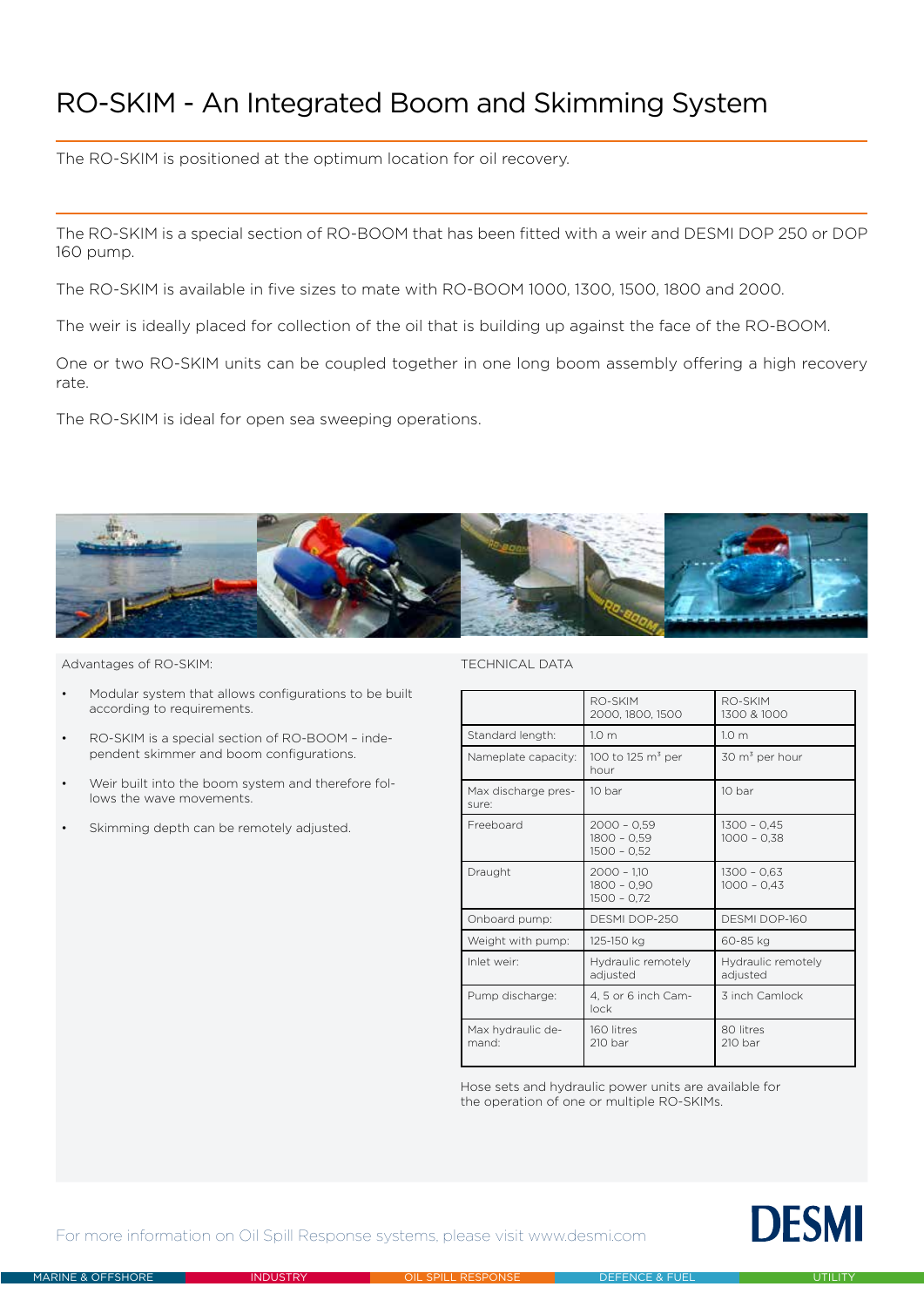# RO-SKIM - An Integrated Boom and Skimming System

The RO-SKIM is positioned at the optimum location for oil recovery.

The RO-SKIM is a special section of RO-BOOM that has been fitted with a weir and DESMI DOP 250 or DOP 160 pump.

The RO-SKIM is available in five sizes to mate with RO-BOOM 1000, 1300, 1500, 1800 and 2000.

The weir is ideally placed for collection of the oil that is building up against the face of the RO-BOOM.

One or two RO-SKIM units can be coupled together in one long boom assembly offering a high recovery rate.

The RO-SKIM is ideal for open sea sweeping operations.

Advantages of RO-SKIM:

- Modular system that allows configurations to be built according to requirements.
- RO-SKIM is a special section of RO-BOOM – independent skimmer and boom configurations.
- Weir built into the boom system and therefore follows the wave movements.
- Skimming depth can be remotely adjusted.

TECHNICAL DATA

| | RO-SKIM 2000, 1800, 1500 | RO-SKIM 1300 & 1000 |
|---|---|---|
| Standard length: | 1.0 m | 1.0 m |
| Nameplate capacity: | 100 to 125 m³ per hour | 30 m³ per hour |
| Max discharge pressure: | 10 bar | 10 bar |
| Freeboard | 2000 – 0,59<br>1800 – 0,59<br>1500 – 0,52 | 1300 – 0,45<br>1000 – 0,38 |
| Draught | 2000 – 1,10<br>1800 – 0,90<br>1500 – 0,72 | 1300 – 0,63<br>1000 – 0,43 |
| Onboard pump: | DESMI DOP-250 | DESMI DOP-160 |
| Weight with pump: | 125-150 kg | 60-85 kg |
| Inlet weir: | Hydraulic remotely adjusted | Hydraulic remotely adjusted |
| Pump discharge: | 4, 5 or 6 inch Camlock | 3 inch Camlock |
| Max hydraulic demand: | 160 litres<br>210 bar | 80 litres<br>210 bar |

Hose sets and hydraulic power units are available for the operation of one or multiple RO-SKIMs.

For more information on Oil Spill Response systems, please visit www.desmi.com